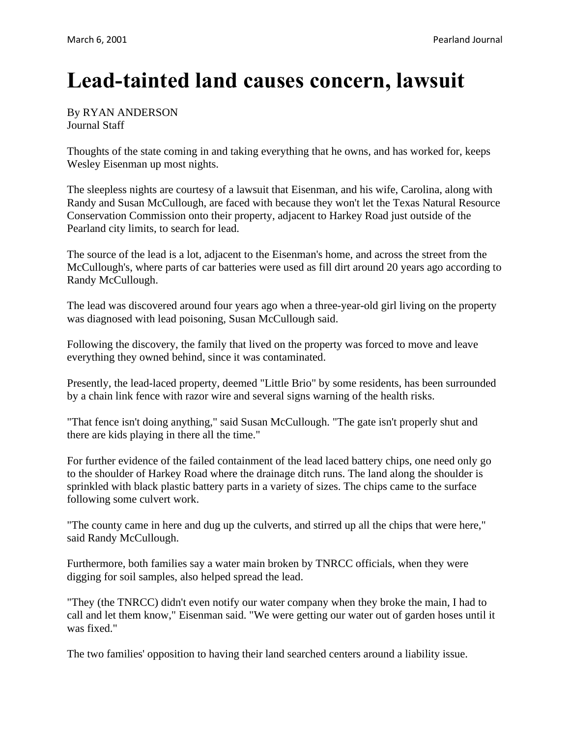# Lead-tainted land causes concern, lawsuit

By RYAN ANDERSON
Journal Staff

Thoughts of the state coming in and taking everything that he owns, and has worked for, keeps Wesley Eisenman up most nights.

The sleepless nights are courtesy of a lawsuit that Eisenman, and his wife, Carolina, along with Randy and Susan McCullough, are faced with because they won't let the Texas Natural Resource Conservation Commission onto their property, adjacent to Harkey Road just outside of the Pearland city limits, to search for lead.

The source of the lead is a lot, adjacent to the Eisenman's home, and across the street from the McCullough's, where parts of car batteries were used as fill dirt around 20 years ago according to Randy McCullough.

The lead was discovered around four years ago when a three-year-old girl living on the property was diagnosed with lead poisoning, Susan McCullough said.

Following the discovery, the family that lived on the property was forced to move and leave everything they owned behind, since it was contaminated.

Presently, the lead-laced property, deemed "Little Brio" by some residents, has been surrounded by a chain link fence with razor wire and several signs warning of the health risks.

"That fence isn't doing anything," said Susan McCullough. "The gate isn't properly shut and there are kids playing in there all the time."

For further evidence of the failed containment of the lead laced battery chips, one need only go to the shoulder of Harkey Road where the drainage ditch runs. The land along the shoulder is sprinkled with black plastic battery parts in a variety of sizes. The chips came to the surface following some culvert work.

"The county came in here and dug up the culverts, and stirred up all the chips that were here," said Randy McCullough.

Furthermore, both families say a water main broken by TNRCC officials, when they were digging for soil samples, also helped spread the lead.

"They (the TNRCC) didn't even notify our water company when they broke the main, I had to call and let them know," Eisenman said. "We were getting our water out of garden hoses until it was fixed."

The two families' opposition to having their land searched centers around a liability issue.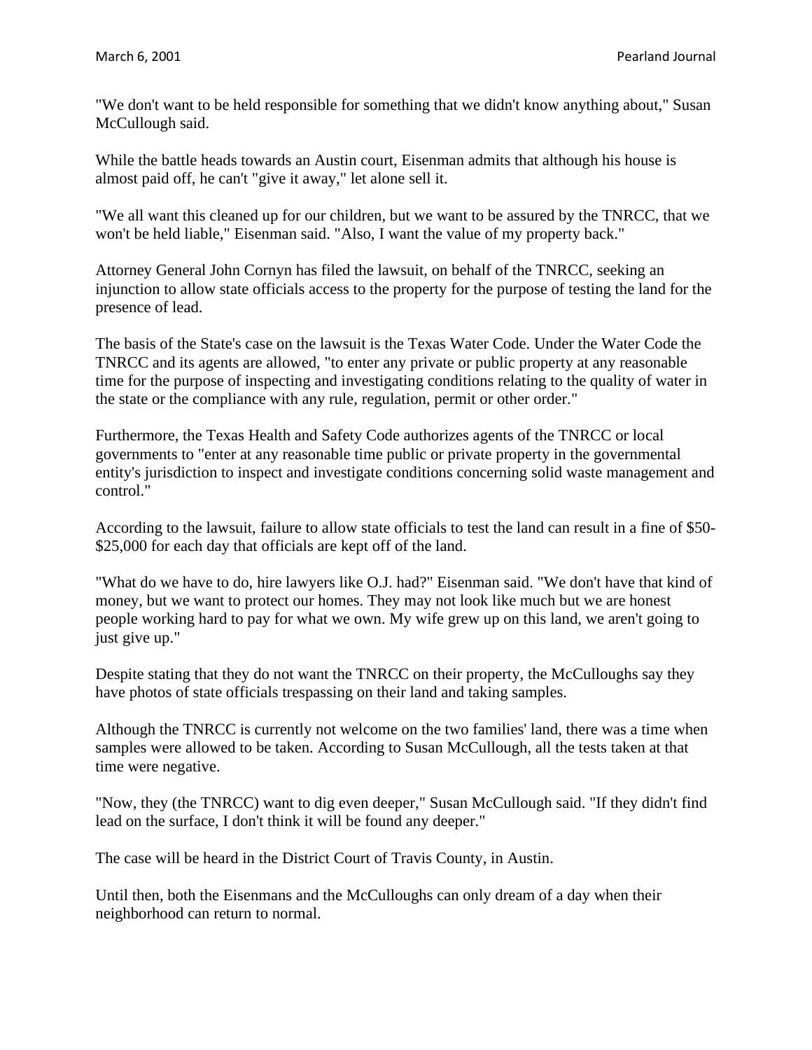"We don't want to be held responsible for something that we didn't know anything about," Susan McCullough said.

While the battle heads towards an Austin court, Eisenman admits that although his house is almost paid off, he can't "give it away," let alone sell it.

"We all want this cleaned up for our children, but we want to be assured by the TNRCC, that we won't be held liable," Eisenman said. "Also, I want the value of my property back."

Attorney General John Cornyn has filed the lawsuit, on behalf of the TNRCC, seeking an injunction to allow state officials access to the property for the purpose of testing the land for the presence of lead.

The basis of the State's case on the lawsuit is the Texas Water Code. Under the Water Code the TNRCC and its agents are allowed, "to enter any private or public property at any reasonable time for the purpose of inspecting and investigating conditions relating to the quality of water in the state or the compliance with any rule, regulation, permit or other order."

Furthermore, the Texas Health and Safety Code authorizes agents of the TNRCC or local governments to "enter at any reasonable time public or private property in the governmental entity's jurisdiction to inspect and investigate conditions concerning solid waste management and control."

According to the lawsuit, failure to allow state officials to test the land can result in a fine of $50-$25,000 for each day that officials are kept off of the land.

"What do we have to do, hire lawyers like O.J. had?" Eisenman said. "We don't have that kind of money, but we want to protect our homes. They may not look like much but we are honest people working hard to pay for what we own. My wife grew up on this land, we aren't going to just give up."

Despite stating that they do not want the TNRCC on their property, the McCulloughs say they have photos of state officials trespassing on their land and taking samples.

Although the TNRCC is currently not welcome on the two families' land, there was a time when samples were allowed to be taken. According to Susan McCullough, all the tests taken at that time were negative.

"Now, they (the TNRCC) want to dig even deeper," Susan McCullough said. "If they didn't find lead on the surface, I don't think it will be found any deeper."

The case will be heard in the District Court of Travis County, in Austin.

Until then, both the Eisenmans and the McCulloughs can only dream of a day when their neighborhood can return to normal.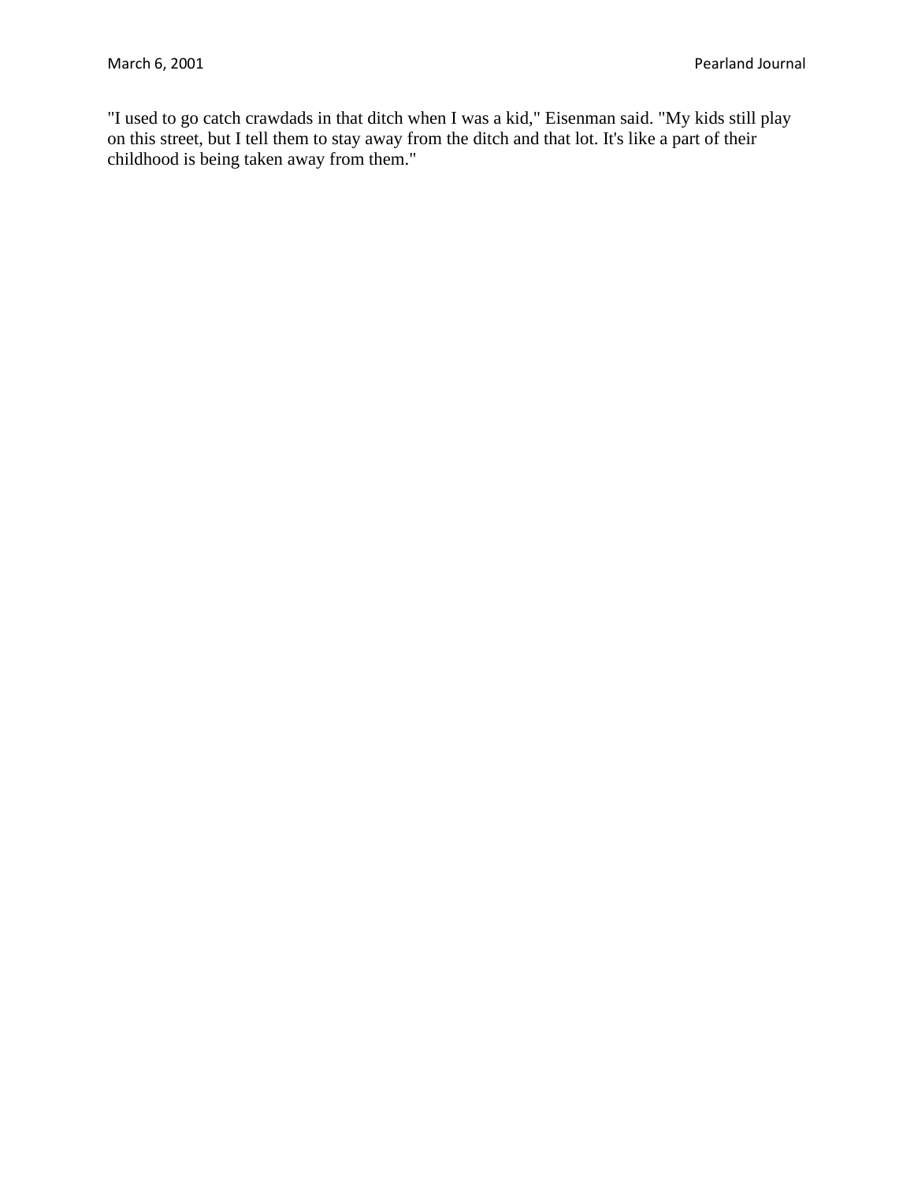"I used to go catch crawdads in that ditch when I was a kid," Eisenman said. "My kids still play on this street, but I tell them to stay away from the ditch and that lot. It's like a part of their childhood is being taken away from them."